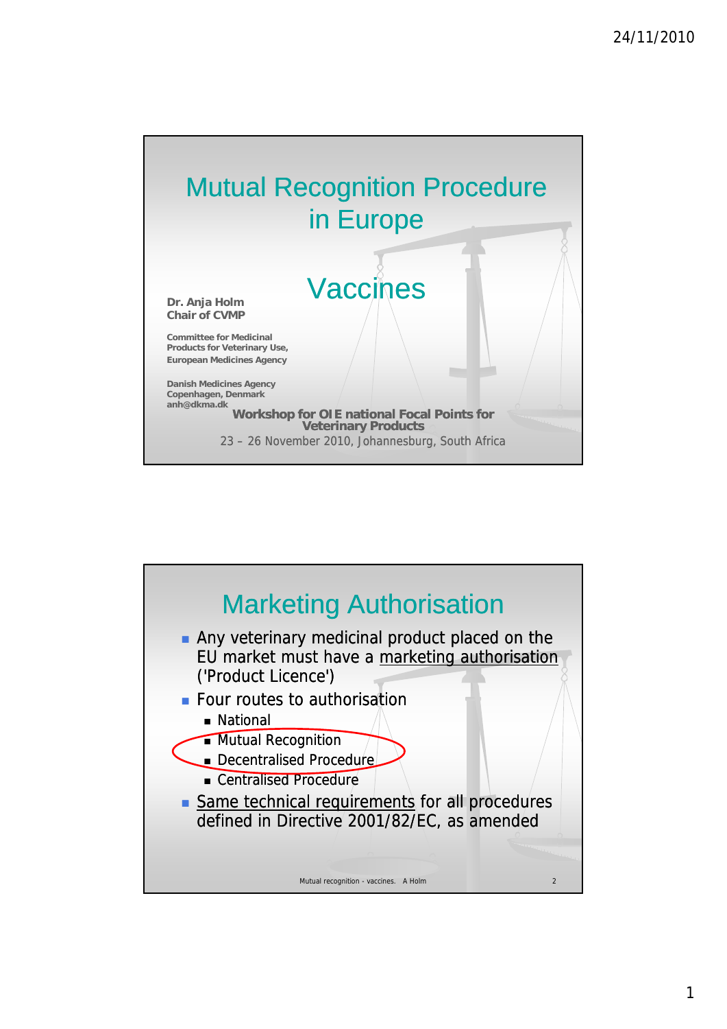# Mutual Recognition Procedure in Europe

# Vaccines

**Dr. Anja Holm**
**Chair of CVMP**

**Committee for Medicinal Products for Veterinary Use, European Medicines Agency**

**Danish Medicines Agency**
**Copenhagen, Denmark**
**anh@dkma.dk**

**Workshop for OIE national Focal Points for Veterinary Products**

23 – 26 November 2010, Johannesburg, South Africa

## Marketing Authorisation

- Any veterinary medicinal product placed on the EU market must have a marketing authorisation ('Product Licence')
- Four routes to authorisation
  - National
  - Mutual Recognition
  - Decentralised Procedure
  - Centralised Procedure
- Same technical requirements for all procedures defined in Directive 2001/82/EC, as amended

Mutual recognition - vaccines. A Holm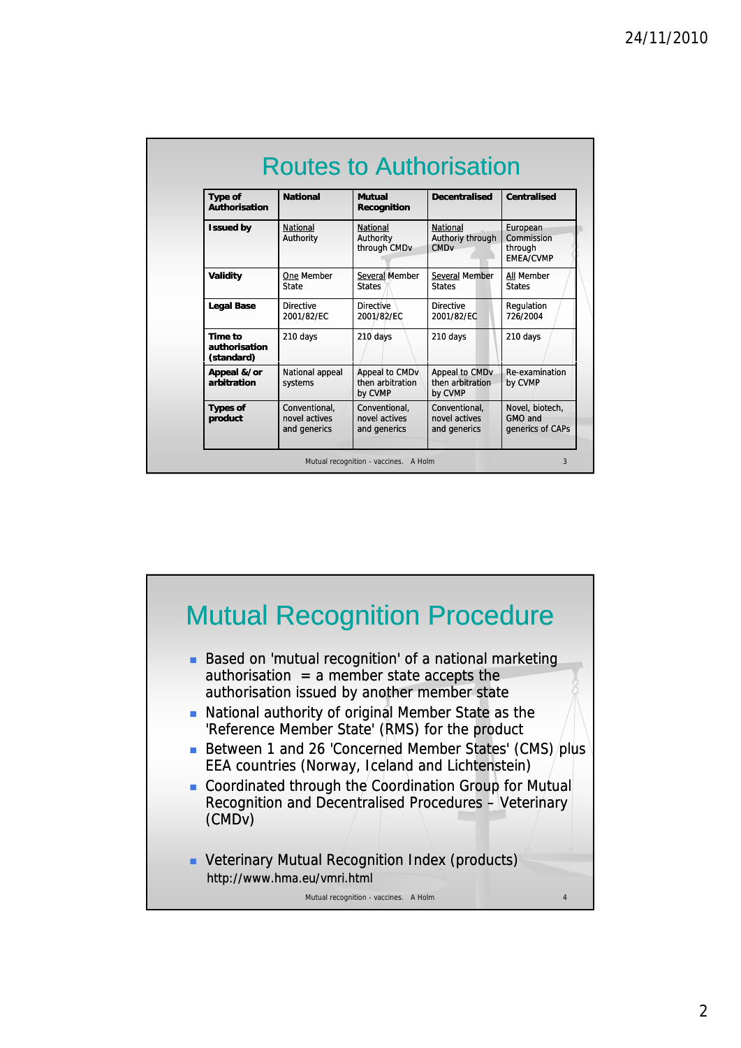# Routes to Authorisation

| Type of Authorisation | National | Mutual Recognition | Decentralised | Centralised |
|---|---|---|---|---|
| Issued by | National Authority | National Authority through CMDv | National Authoriy through CMDv | European Commission through EMEA/CVMP |
| Validity | One Member State | Several Member States | Several Member States | All Member States |
| Legal Base | Directive 2001/82/EC | Directive 2001/82/EC | Directive 2001/82/EC | Regulation 726/2004 |
| Time to authorisation (standard) | 210 days | 210 days | 210 days | 210 days |
| Appeal &/or arbitration | National appeal systems | Appeal to CMDv then arbitration by CVMP | Appeal to CMDv then arbitration by CVMP | Re-examination by CVMP |
| Types of product | Conventional, novel actives and generics | Conventional, novel actives and generics | Conventional, novel actives and generics | Novel, biotech, GMO and generics of CAPs |

Mutual recognition - vaccines. A Holm

# Mutual Recognition Procedure

- Based on 'mutual recognition' of a national marketing authorisation = a member state accepts the authorisation issued by another member state
- National authority of original Member State as the 'Reference Member State' (RMS) for the product
- Between 1 and 26 'Concerned Member States' (CMS) plus EEA countries (Norway, Iceland and Lichtenstein)
- Coordinated through the Coordination Group for Mutual Recognition and Decentralised Procedures – Veterinary (CMDv)
- Veterinary Mutual Recognition Index (products) http://www.hma.eu/vmri.html

Mutual recognition - vaccines. A Holm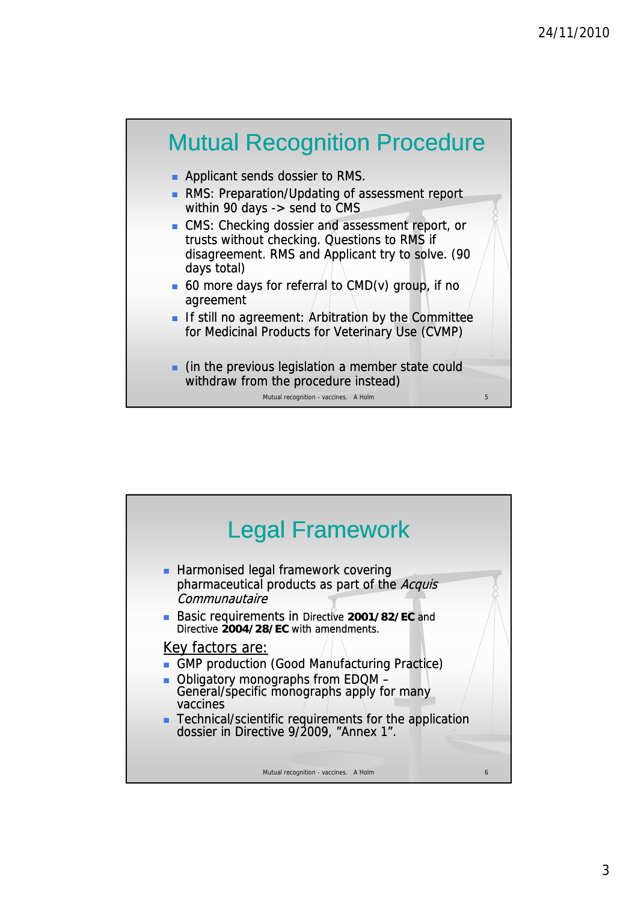# Mutual Recognition Procedure

- Applicant sends dossier to RMS.
- RMS: Preparation/Updating of assessment report within 90 days -> send to CMS
- CMS: Checking dossier and assessment report, or trusts without checking. Questions to RMS if disagreement. RMS and Applicant try to solve. (90 days total)
- 60 more days for referral to CMD(v) group, if no agreement
- If still no agreement: Arbitration by the Committee for Medicinal Products for Veterinary Use (CVMP)
- (in the previous legislation a member state could withdraw from the procedure instead)

# Legal Framework

- Harmonised legal framework covering pharmaceutical products as part of the *Acquis Communautaire*
- Basic requirements in Directive **2001/82/EC** and Directive **2004/28/EC** with amendments.

Key factors are:

- GMP production (Good Manufacturing Practice)
- Obligatory monographs from EDQM – General/specific monographs apply for many vaccines
- Technical/scientific requirements for the application dossier in Directive 9/2009, "Annex 1".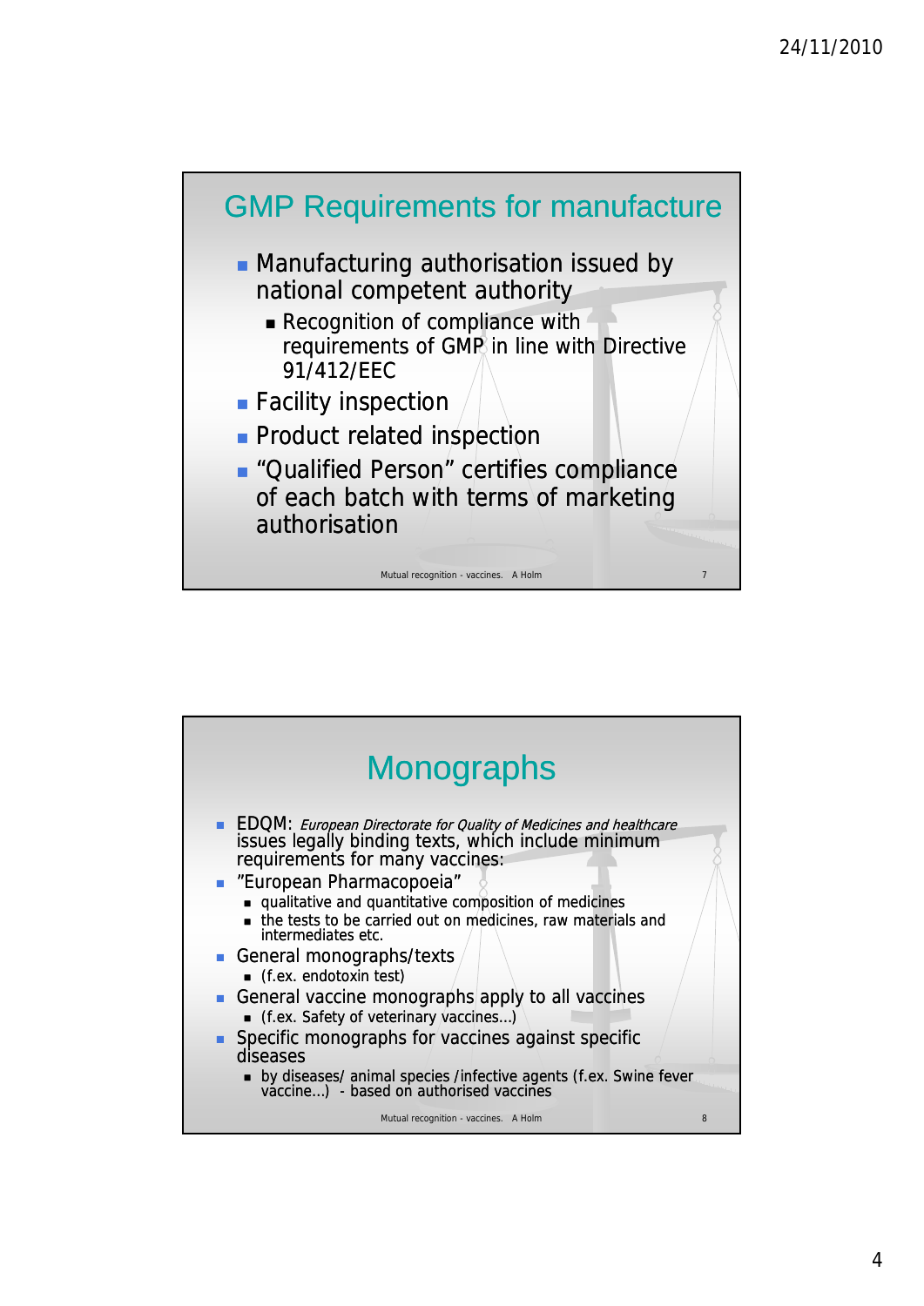## GMP Requirements for manufacture

- Manufacturing authorisation issued by national competent authority
  - Recognition of compliance with requirements of GMP in line with Directive 91/412/EEC
- Facility inspection
- Product related inspection
- "Qualified Person" certifies compliance of each batch with terms of marketing authorisation

## Monographs

- EDQM: *European Directorate for Quality of Medicines and healthcare* issues legally binding texts, which include minimum requirements for many vaccines:
- "European Pharmacopoeia"
  - qualitative and quantitative composition of medicines
  - the tests to be carried out on medicines, raw materials and intermediates etc.
- General monographs/texts
  - (f.ex. endotoxin test)
- General vaccine monographs apply to all vaccines
  - (f.ex. Safety of veterinary vaccines...)
- Specific monographs for vaccines against specific diseases
  - by diseases/ animal species /infective agents (f.ex. Swine fever vaccine...) - based on authorised vaccines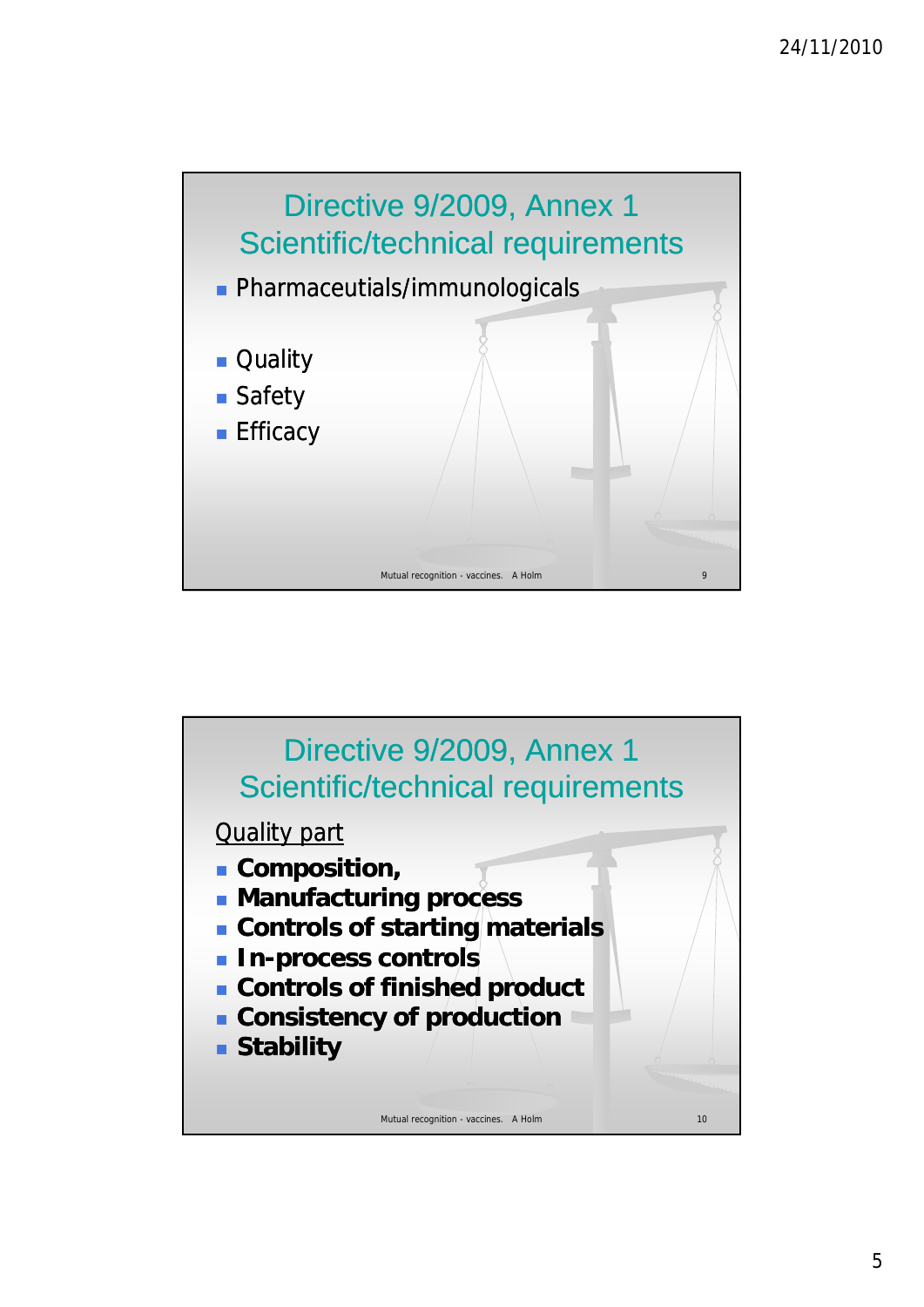## Directive 9/2009, Annex 1 Scientific/technical requirements

- Pharmaceutials/immunologicals

- Quality
- Safety
- Efficacy

## Directive 9/2009, Annex 1 Scientific/technical requirements

Quality part

- **Composition,**
- **Manufacturing process**
- **Controls of starting materials**
- **In-process controls**
- **Controls of finished product**
- **Consistency of production**
- **Stability**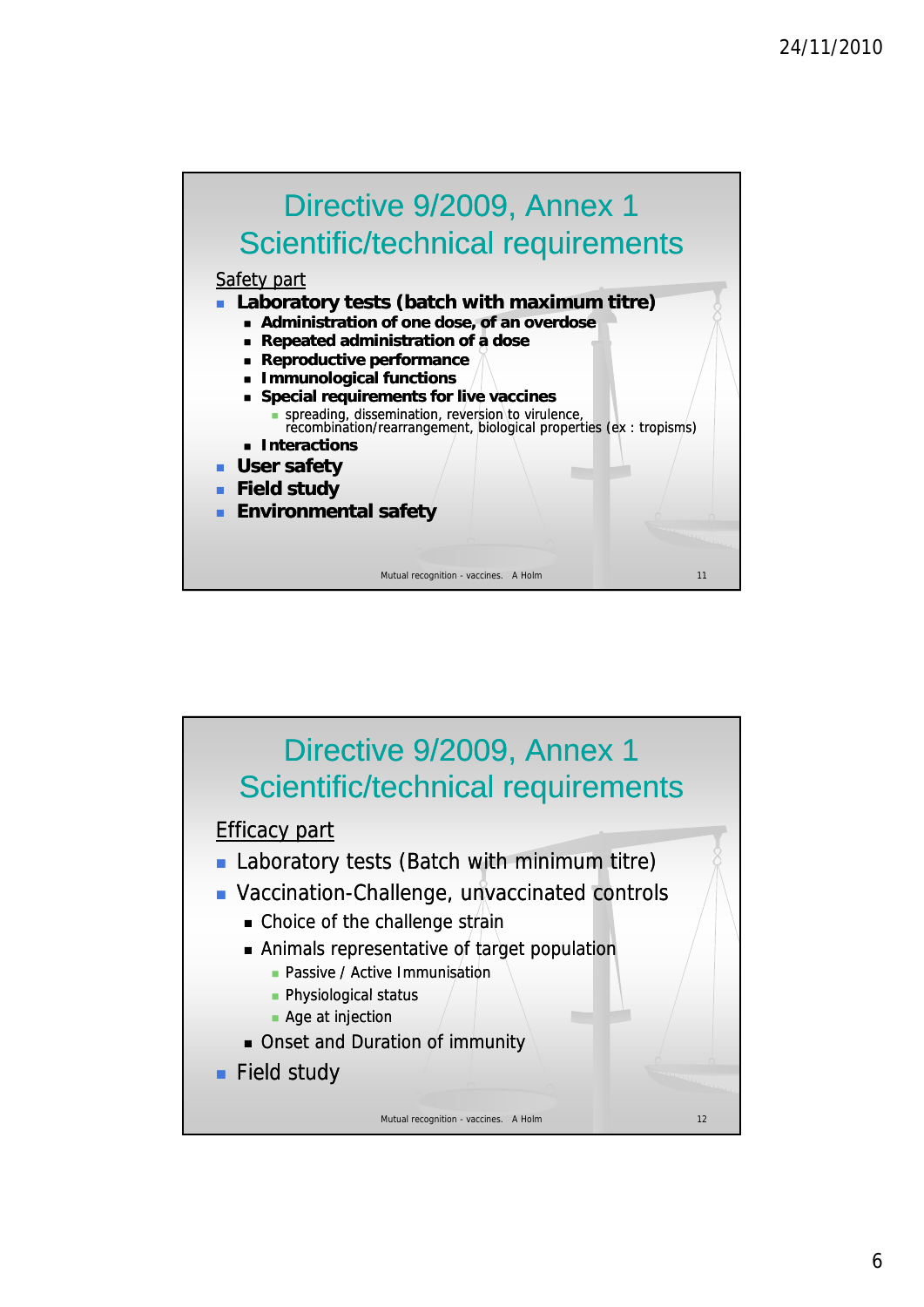## Directive 9/2009, Annex 1 Scientific/technical requirements

Safety part

- **Laboratory tests (batch with maximum titre)**
  - **Administration of one dose, of an overdose**
  - **Repeated administration of a dose**
  - **Reproductive performance**
  - **Immunological functions**
  - **Special requirements for live vaccines**
    - spreading, dissemination, reversion to virulence, recombination/rearrangement, biological properties (ex : tropisms)
  - **Interactions**
- **User safety**
- **Field study**
- **Environmental safety**

Mutual recognition - vaccines. A Holm

## Directive 9/2009, Annex 1 Scientific/technical requirements

Efficacy part

- Laboratory tests (Batch with minimum titre)
- Vaccination-Challenge, unvaccinated controls
  - Choice of the challenge strain
  - Animals representative of target population
    - Passive / Active Immunisation
    - Physiological status
    - Age at injection
  - Onset and Duration of immunity
- Field study

Mutual recognition - vaccines. A Holm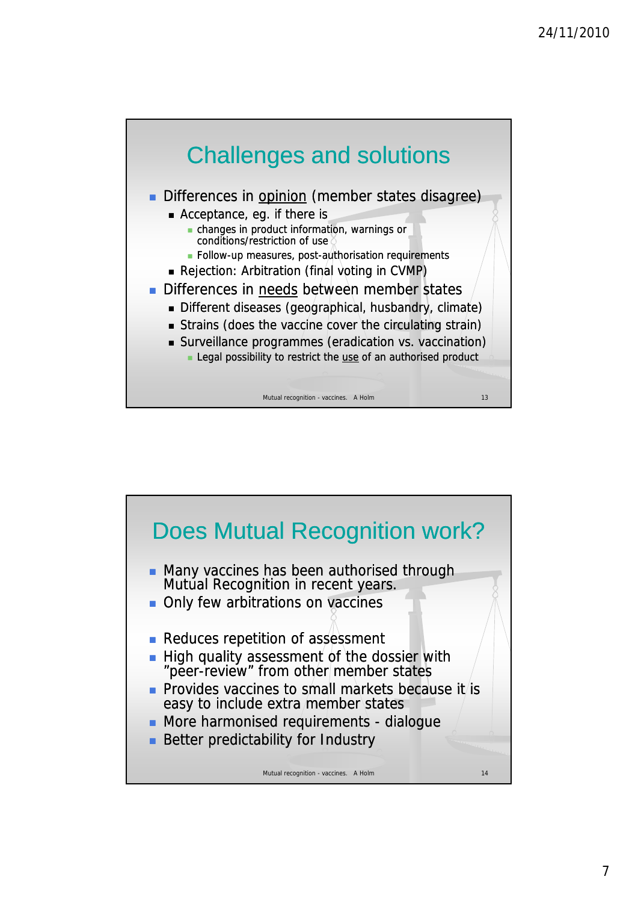## Challenges and solutions

- Differences in <u>opinion</u> (member states disagree)
  - Acceptance, eg. if there is
    - changes in product information, warnings or conditions/restriction of use
    - Follow-up measures, post-authorisation requirements
  - Rejection: Arbitration (final voting in CVMP)
- Differences in <u>needs</u> between member states
  - Different diseases (geographical, husbandry, climate)
  - Strains (does the vaccine cover the circulating strain)
  - Surveillance programmes (eradication vs. vaccination)
    - Legal possibility to restrict the <u>use</u> of an authorised product

## Does Mutual Recognition work?

- Many vaccines has been authorised through Mutual Recognition in recent years.
- Only few arbitrations on vaccines

- Reduces repetition of assessment
- High quality assessment of the dossier with "peer-review" from other member states
- Provides vaccines to small markets because it is easy to include extra member states
- More harmonised requirements - dialogue
- Better predictability for Industry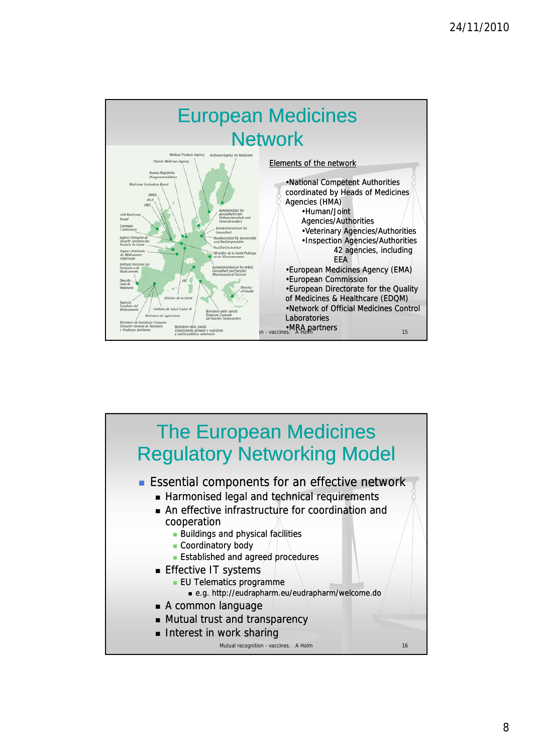# European Medicines Network

Elements of the network

- National Competent Authorities coordinated by Heads of Medicines Agencies (HMA)
  - Human/Joint Agencies/Authorities
  - Veterinary Agencies/Authorities
  - Inspection Agencies/Authorities

    42 agencies, including EEA
- European Medicines Agency (EMA)
- European Commission
- European Directorate for the Quality of Medicines & Healthcare (EDQM)
- Network of Official Medicines Control Laboratories
- MRA partners

# The European Medicines Regulatory Networking Model

- Essential components for an effective network
  - Harmonised legal and technical requirements
  - An effective infrastructure for coordination and cooperation
    - Buildings and physical facilities
    - Coordinatory body
    - Established and agreed procedures
  - Effective IT systems
    - EU Telematics programme
      - e.g. http://eudrapharm.eu/eudrapharm/welcome.do
  - A common language
  - Mutual trust and transparency
  - Interest in work sharing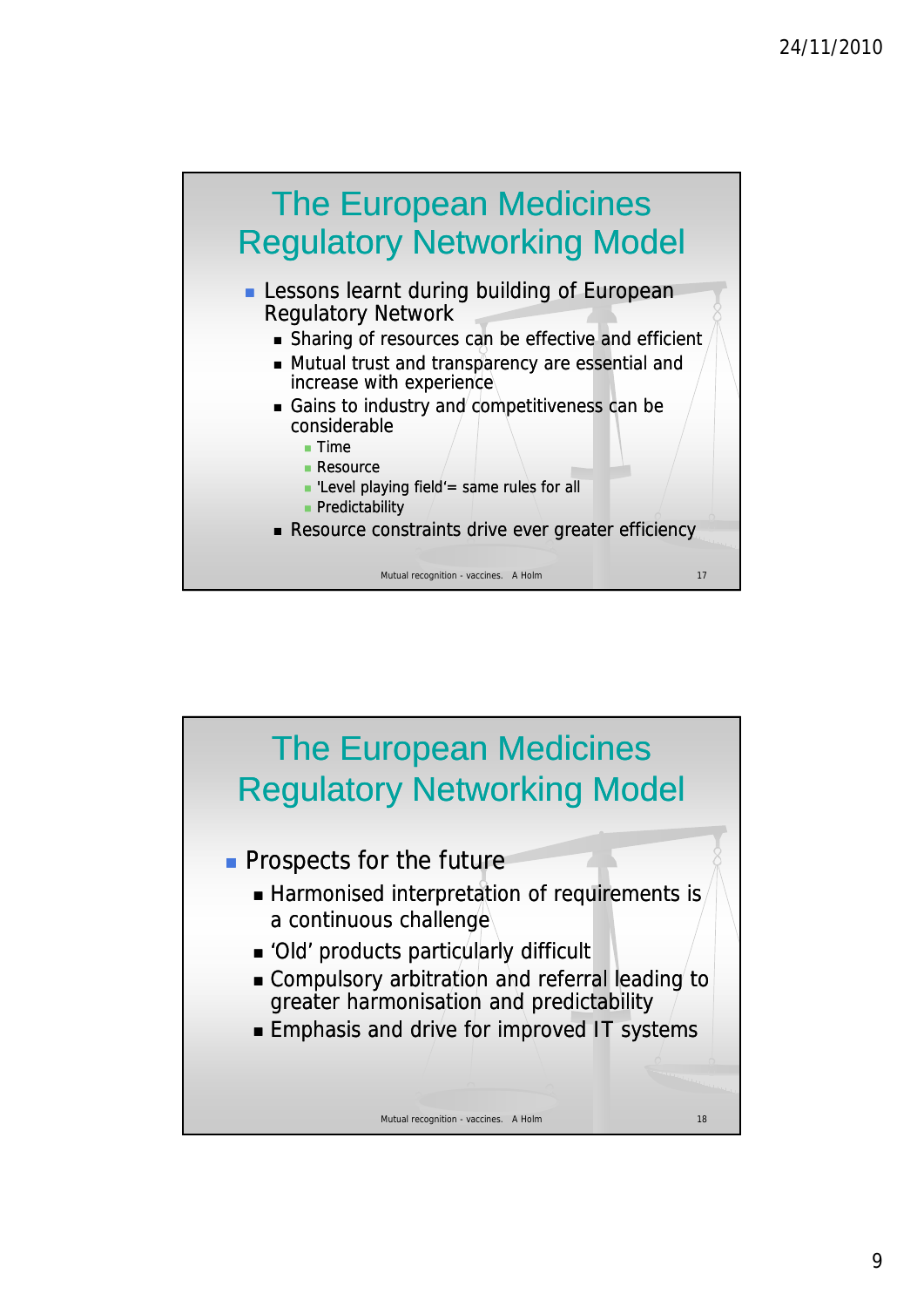## The European Medicines Regulatory Networking Model

- Lessons learnt during building of European Regulatory Network
  - Sharing of resources can be effective and efficient
  - Mutual trust and transparency are essential and increase with experience
  - Gains to industry and competitiveness can be considerable
    - Time
    - Resource
    - 'Level playing field'= same rules for all
    - Predictability
  - Resource constraints drive ever greater efficiency

## The European Medicines Regulatory Networking Model

- Prospects for the future
  - Harmonised interpretation of requirements is a continuous challenge
  - 'Old' products particularly difficult
  - Compulsory arbitration and referral leading to greater harmonisation and predictability
  - Emphasis and drive for improved IT systems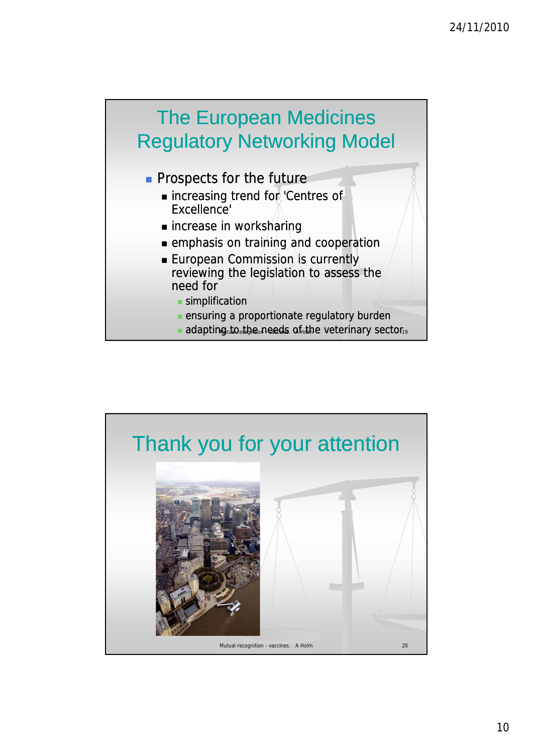# The European Medicines Regulatory Networking Model

- Prospects for the future
  - increasing trend for 'Centres of Excellence'
  - increase in worksharing
  - emphasis on training and cooperation
  - European Commission is currently reviewing the legislation to assess the need for
    - simplification
    - ensuring a proportionate regulatory burden
    - adapting to the needs of the veterinary sector

# Thank you for your attention